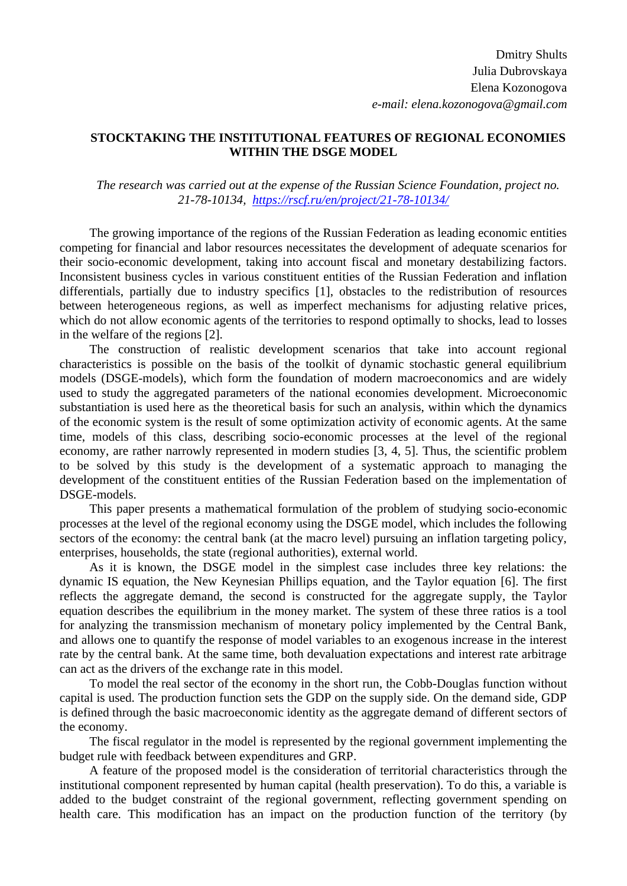Dmitry Shults
Julia Dubrovskaya
Elena Kozonogova
*e-mail: elena.kozonogova@gmail.com*

# STOCKTAKING THE INSTITUTIONAL FEATURES OF REGIONAL ECONOMIES WITHIN THE DSGE MODEL

*The research was carried out at the expense of the Russian Science Foundation, project no. 21-78-10134, https://rscf.ru/en/project/21-78-10134/*

The growing importance of the regions of the Russian Federation as leading economic entities competing for financial and labor resources necessitates the development of adequate scenarios for their socio-economic development, taking into account fiscal and monetary destabilizing factors. Inconsistent business cycles in various constituent entities of the Russian Federation and inflation differentials, partially due to industry specifics [1], obstacles to the redistribution of resources between heterogeneous regions, as well as imperfect mechanisms for adjusting relative prices, which do not allow economic agents of the territories to respond optimally to shocks, lead to losses in the welfare of the regions [2].

The construction of realistic development scenarios that take into account regional characteristics is possible on the basis of the toolkit of dynamic stochastic general equilibrium models (DSGE-models), which form the foundation of modern macroeconomics and are widely used to study the aggregated parameters of the national economies development. Microeconomic substantiation is used here as the theoretical basis for such an analysis, within which the dynamics of the economic system is the result of some optimization activity of economic agents. At the same time, models of this class, describing socio-economic processes at the level of the regional economy, are rather narrowly represented in modern studies [3, 4, 5]. Thus, the scientific problem to be solved by this study is the development of a systematic approach to managing the development of the constituent entities of the Russian Federation based on the implementation of DSGE-models.

This paper presents a mathematical formulation of the problem of studying socio-economic processes at the level of the regional economy using the DSGE model, which includes the following sectors of the economy: the central bank (at the macro level) pursuing an inflation targeting policy, enterprises, households, the state (regional authorities), external world.

As it is known, the DSGE model in the simplest case includes three key relations: the dynamic IS equation, the New Keynesian Phillips equation, and the Taylor equation [6]. The first reflects the aggregate demand, the second is constructed for the aggregate supply, the Taylor equation describes the equilibrium in the money market. The system of these three ratios is a tool for analyzing the transmission mechanism of monetary policy implemented by the Central Bank, and allows one to quantify the response of model variables to an exogenous increase in the interest rate by the central bank. At the same time, both devaluation expectations and interest rate arbitrage can act as the drivers of the exchange rate in this model.

To model the real sector of the economy in the short run, the Cobb-Douglas function without capital is used. The production function sets the GDP on the supply side. On the demand side, GDP is defined through the basic macroeconomic identity as the aggregate demand of different sectors of the economy.

The fiscal regulator in the model is represented by the regional government implementing the budget rule with feedback between expenditures and GRP.

A feature of the proposed model is the consideration of territorial characteristics through the institutional component represented by human capital (health preservation). To do this, a variable is added to the budget constraint of the regional government, reflecting government spending on health care. This modification has an impact on the production function of the territory (by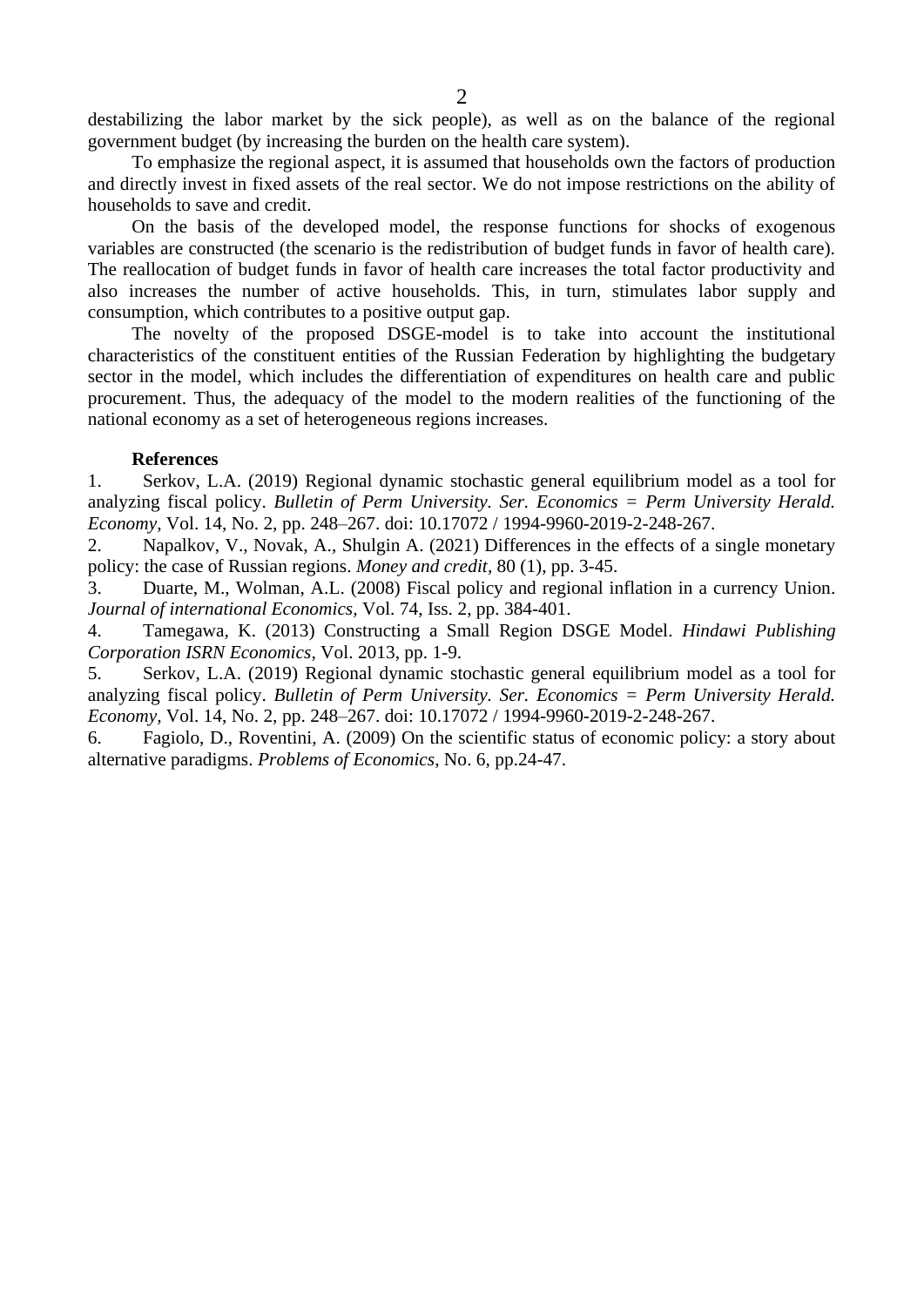destabilizing the labor market by the sick people), as well as on the balance of the regional government budget (by increasing the burden on the health care system).

To emphasize the regional aspect, it is assumed that households own the factors of production and directly invest in fixed assets of the real sector. We do not impose restrictions on the ability of households to save and credit.

On the basis of the developed model, the response functions for shocks of exogenous variables are constructed (the scenario is the redistribution of budget funds in favor of health care). The reallocation of budget funds in favor of health care increases the total factor productivity and also increases the number of active households. This, in turn, stimulates labor supply and consumption, which contributes to a positive output gap.

The novelty of the proposed DSGE-model is to take into account the institutional characteristics of the constituent entities of the Russian Federation by highlighting the budgetary sector in the model, which includes the differentiation of expenditures on health care and public procurement. Thus, the adequacy of the model to the modern realities of the functioning of the national economy as a set of heterogeneous regions increases.

**References**

1. Serkov, L.A. (2019) Regional dynamic stochastic general equilibrium model as a tool for analyzing fiscal policy. *Bulletin of Perm University. Ser. Economics = Perm University Herald. Economy,* Vol. 14, No. 2, pp. 248–267. doi: 10.17072 / 1994-9960-2019-2-248-267.
2. Napalkov, V., Novak, A., Shulgin A. (2021) Differences in the effects of a single monetary policy: the case of Russian regions. *Money and credit,* 80 (1), pp. 3-45.
3. Duarte, M., Wolman, A.L. (2008) Fiscal policy and regional inflation in a currency Union. *Journal of international Economics,* Vol. 74, Iss. 2, pp. 384-401.
4. Tamegawa, K. (2013) Constructing a Small Region DSGE Model. *Hindawi Publishing Corporation ISRN Economics,* Vol. 2013, pp. 1-9.
5. Serkov, L.A. (2019) Regional dynamic stochastic general equilibrium model as a tool for analyzing fiscal policy. *Bulletin of Perm University. Ser. Economics = Perm University Herald. Economy,* Vol. 14, No. 2, pp. 248–267. doi: 10.17072 / 1994-9960-2019-2-248-267.
6. Fagiolo, D., Roventini, A. (2009) On the scientific status of economic policy: a story about alternative paradigms. *Problems of Economics*, No. 6, pp.24-47.